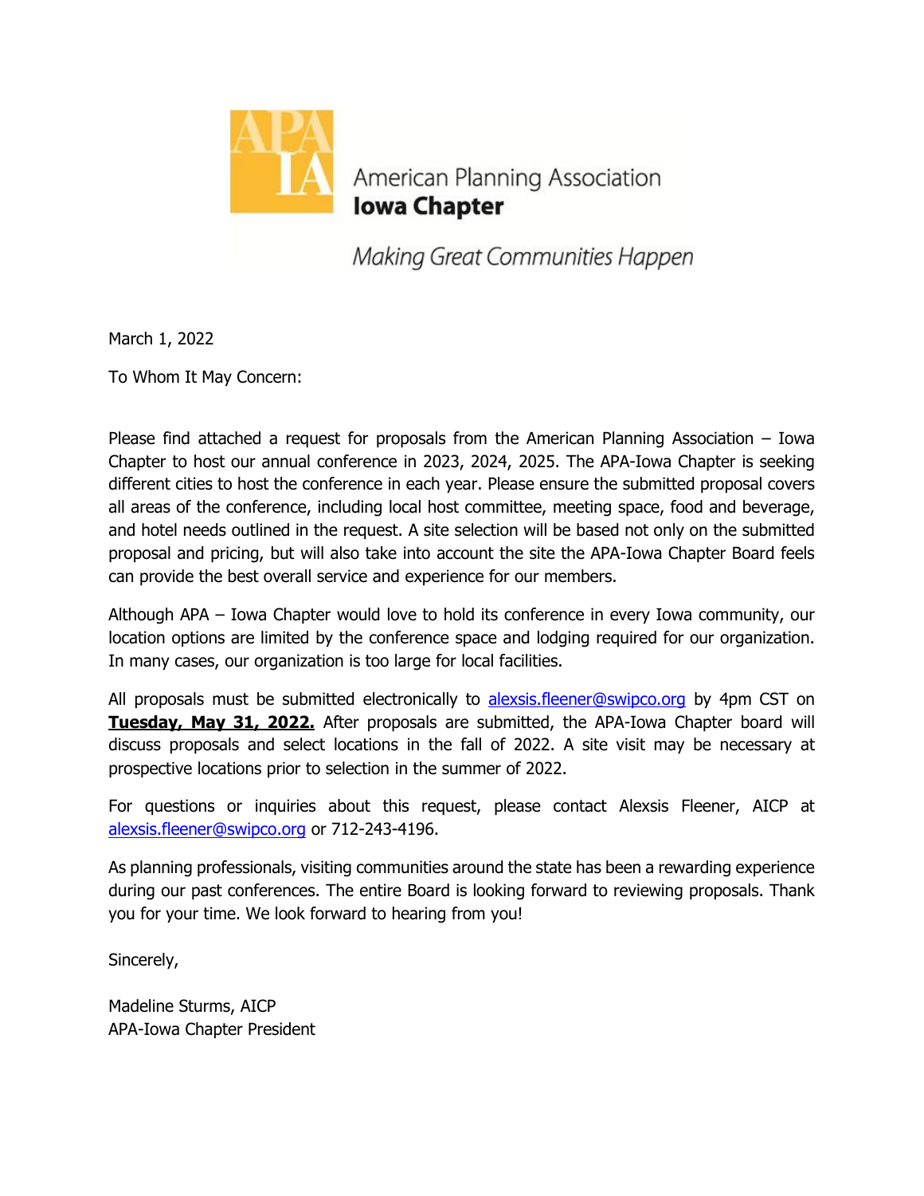American Planning Association
**Iowa Chapter**

*Making Great Communities Happen*

March 1, 2022

To Whom It May Concern:

Please find attached a request for proposals from the American Planning Association – Iowa Chapter to host our annual conference in 2023, 2024, 2025. The APA-Iowa Chapter is seeking different cities to host the conference in each year. Please ensure the submitted proposal covers all areas of the conference, including local host committee, meeting space, food and beverage, and hotel needs outlined in the request. A site selection will be based not only on the submitted proposal and pricing, but will also take into account the site the APA-Iowa Chapter Board feels can provide the best overall service and experience for our members.

Although APA – Iowa Chapter would love to hold its conference in every Iowa community, our location options are limited by the conference space and lodging required for our organization. In many cases, our organization is too large for local facilities.

All proposals must be submitted electronically to alexsis.fleener@swipco.org by 4pm CST on **Tuesday, May 31, 2022.** After proposals are submitted, the APA-Iowa Chapter board will discuss proposals and select locations in the fall of 2022. A site visit may be necessary at prospective locations prior to selection in the summer of 2022.

For questions or inquiries about this request, please contact Alexsis Fleener, AICP at alexsis.fleener@swipco.org or 712-243-4196.

As planning professionals, visiting communities around the state has been a rewarding experience during our past conferences. The entire Board is looking forward to reviewing proposals. Thank you for your time. We look forward to hearing from you!

Sincerely,

Madeline Sturms, AICP
APA-Iowa Chapter President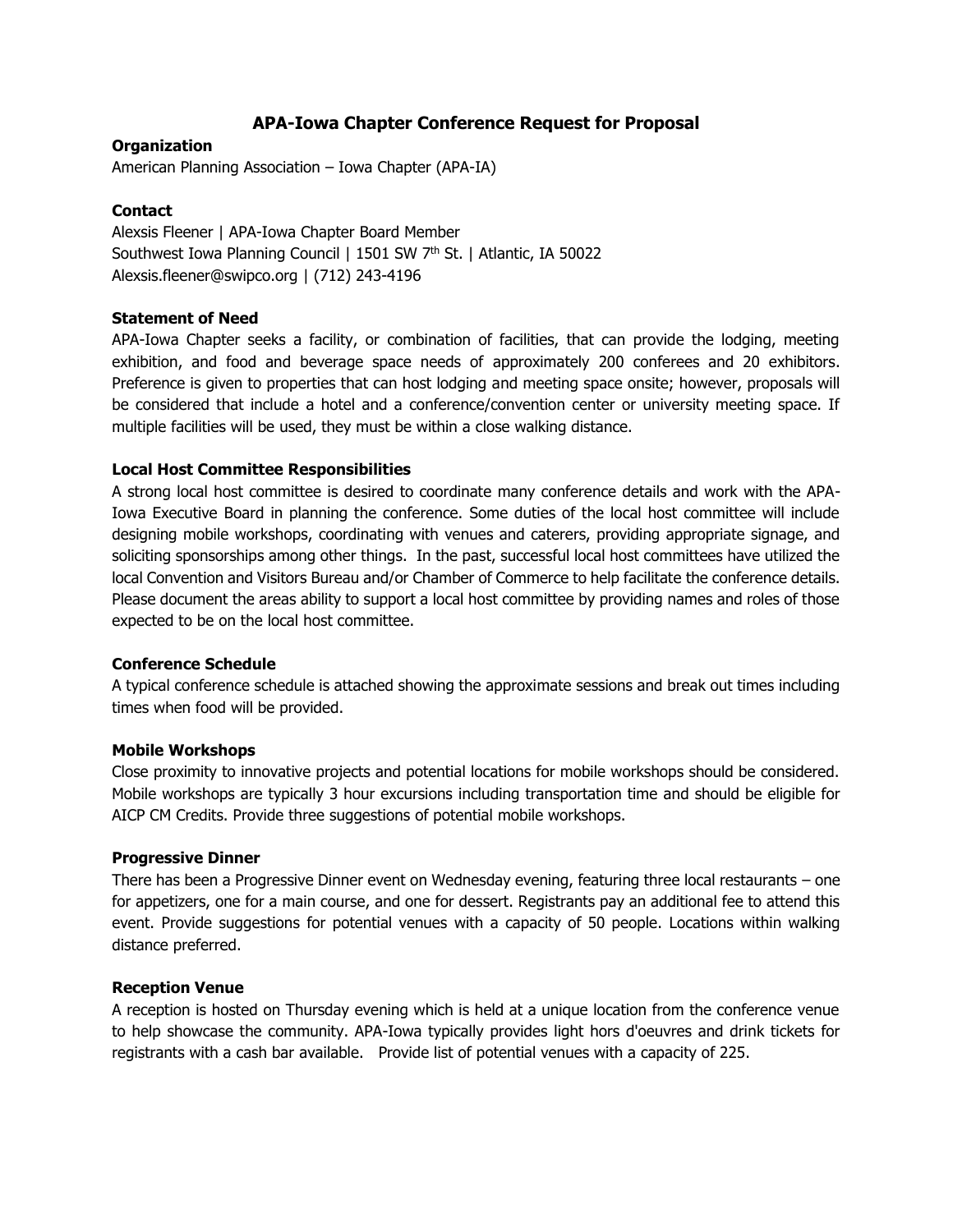# APA-Iowa Chapter Conference Request for Proposal

**Organization**

American Planning Association – Iowa Chapter (APA-IA)

**Contact**

Alexsis Fleener | APA-Iowa Chapter Board Member
Southwest Iowa Planning Council | 1501 SW 7th St. | Atlantic, IA 50022
Alexsis.fleener@swipco.org | (712) 243-4196

**Statement of Need**

APA-Iowa Chapter seeks a facility, or combination of facilities, that can provide the lodging, meeting exhibition, and food and beverage space needs of approximately 200 conferees and 20 exhibitors. Preference is given to properties that can host lodging and meeting space onsite; however, proposals will be considered that include a hotel and a conference/convention center or university meeting space. If multiple facilities will be used, they must be within a close walking distance.

**Local Host Committee Responsibilities**

A strong local host committee is desired to coordinate many conference details and work with the APA-Iowa Executive Board in planning the conference. Some duties of the local host committee will include designing mobile workshops, coordinating with venues and caterers, providing appropriate signage, and soliciting sponsorships among other things. In the past, successful local host committees have utilized the local Convention and Visitors Bureau and/or Chamber of Commerce to help facilitate the conference details. Please document the areas ability to support a local host committee by providing names and roles of those expected to be on the local host committee.

**Conference Schedule**

A typical conference schedule is attached showing the approximate sessions and break out times including times when food will be provided.

**Mobile Workshops**

Close proximity to innovative projects and potential locations for mobile workshops should be considered. Mobile workshops are typically 3 hour excursions including transportation time and should be eligible for AICP CM Credits. Provide three suggestions of potential mobile workshops.

**Progressive Dinner**

There has been a Progressive Dinner event on Wednesday evening, featuring three local restaurants – one for appetizers, one for a main course, and one for dessert. Registrants pay an additional fee to attend this event. Provide suggestions for potential venues with a capacity of 50 people. Locations within walking distance preferred.

**Reception Venue**

A reception is hosted on Thursday evening which is held at a unique location from the conference venue to help showcase the community. APA-Iowa typically provides light hors d'oeuvres and drink tickets for registrants with a cash bar available. Provide list of potential venues with a capacity of 225.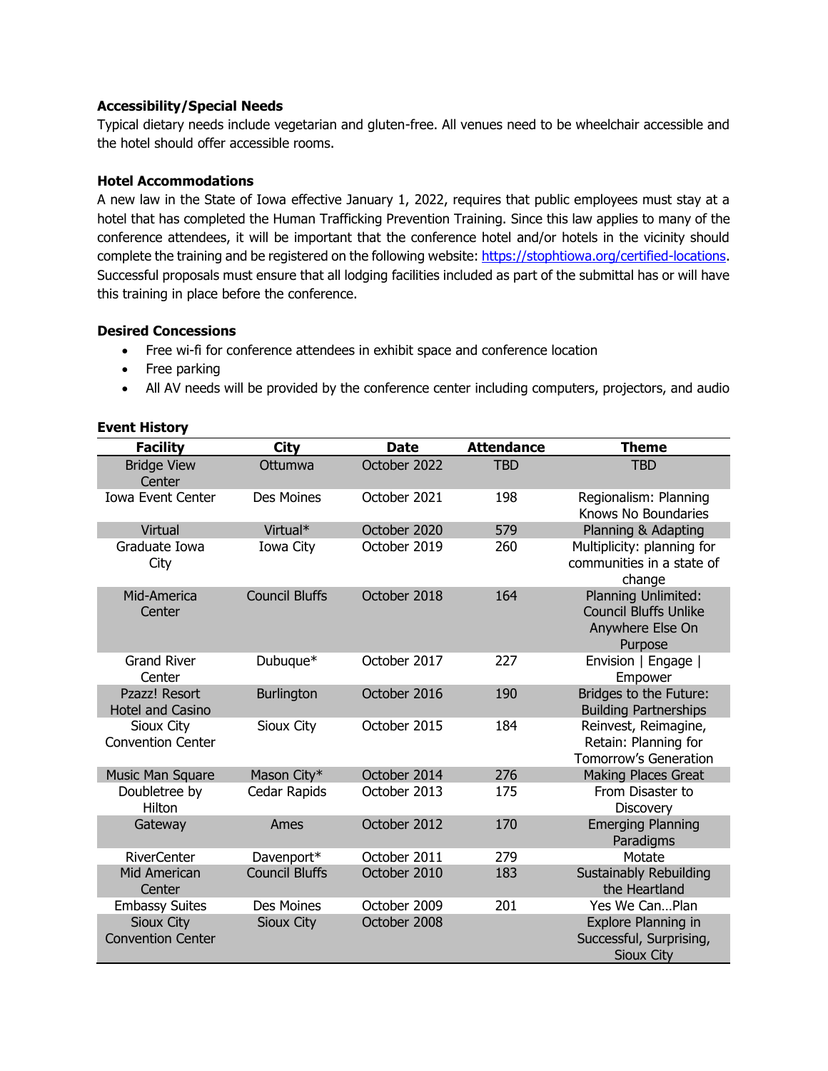### Accessibility/Special Needs

Typical dietary needs include vegetarian and gluten-free. All venues need to be wheelchair accessible and the hotel should offer accessible rooms.

### Hotel Accommodations

A new law in the State of Iowa effective January 1, 2022, requires that public employees must stay at a hotel that has completed the Human Trafficking Prevention Training. Since this law applies to many of the conference attendees, it will be important that the conference hotel and/or hotels in the vicinity should complete the training and be registered on the following website: https://stophtiowa.org/certified-locations. Successful proposals must ensure that all lodging facilities included as part of the submittal has or will have this training in place before the conference.

### Desired Concessions

- Free wi-fi for conference attendees in exhibit space and conference location
- Free parking
- All AV needs will be provided by the conference center including computers, projectors, and audio

### Event History

| Facility | City | Date | Attendance | Theme |
|---|---|---|---|---|
| Bridge View Center | Ottumwa | October 2022 | TBD | TBD |
| Iowa Event Center | Des Moines | October 2021 | 198 | Regionalism: Planning Knows No Boundaries |
| Virtual | Virtual* | October 2020 | 579 | Planning & Adapting |
| Graduate Iowa City | Iowa City | October 2019 | 260 | Multiplicity: planning for communities in a state of change |
| Mid-America Center | Council Bluffs | October 2018 | 164 | Planning Unlimited: Council Bluffs Unlike Anywhere Else On Purpose |
| Grand River Center | Dubuque* | October 2017 | 227 | Envision \| Engage \| Empower |
| Pzazz! Resort Hotel and Casino | Burlington | October 2016 | 190 | Bridges to the Future: Building Partnerships |
| Sioux City Convention Center | Sioux City | October 2015 | 184 | Reinvest, Reimagine, Retain: Planning for Tomorrow's Generation |
| Music Man Square | Mason City* | October 2014 | 276 | Making Places Great |
| Doubletree by Hilton | Cedar Rapids | October 2013 | 175 | From Disaster to Discovery |
| Gateway | Ames | October 2012 | 170 | Emerging Planning Paradigms |
| RiverCenter | Davenport* | October 2011 | 279 | Motate |
| Mid American Center | Council Bluffs | October 2010 | 183 | Sustainably Rebuilding the Heartland |
| Embassy Suites | Des Moines | October 2009 | 201 | Yes We Can…Plan |
| Sioux City Convention Center | Sioux City | October 2008 | | Explore Planning in Successful, Surprising, Sioux City |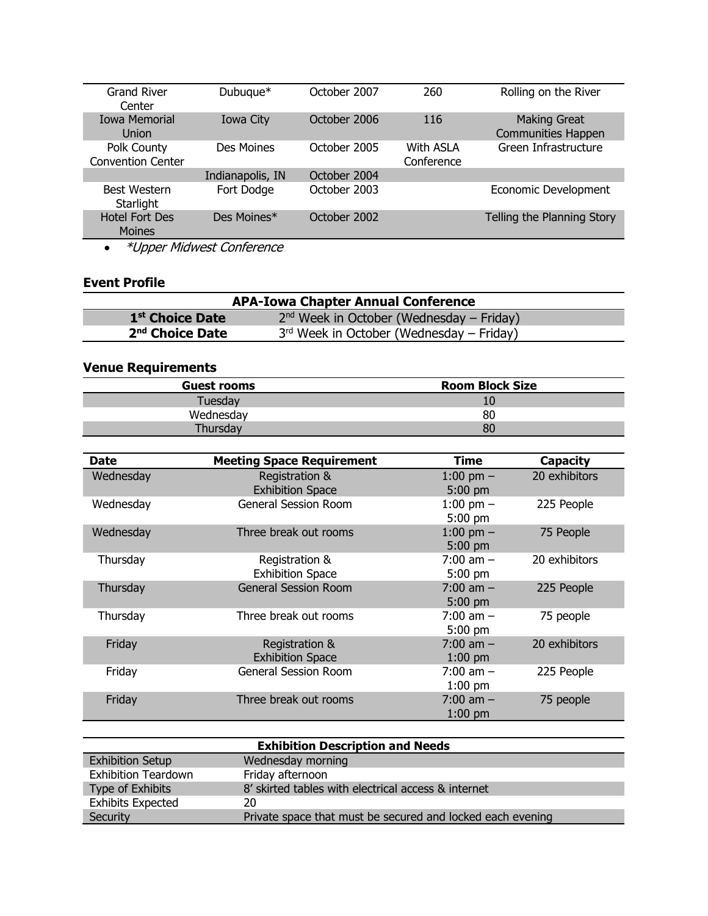| Grand River Center | Dubuque* | October 2007 | 260 | Rolling on the River |
|---|---|---|---|---|
| Iowa Memorial Union | Iowa City | October 2006 | 116 | Making Great Communities Happen |
| Polk County Convention Center | Des Moines | October 2005 | With ASLA Conference | Green Infrastructure |
| | Indianapolis, IN | October 2004 | | |
| Best Western Starlight | Fort Dodge | October 2003 | | Economic Development |
| Hotel Fort Des Moines | Des Moines* | October 2002 | | Telling the Planning Story |

- *\*Upper Midwest Conference*

## Event Profile

| APA-Iowa Chapter Annual Conference | |
|---|---|
| **1st Choice Date** | 2nd Week in October (Wednesday – Friday) |
| **2nd Choice Date** | 3rd Week in October (Wednesday – Friday) |

## Venue Requirements

| Guest rooms | Room Block Size |
|---|---|
| Tuesday | 10 |
| Wednesday | 80 |
| Thursday | 80 |

| Date | Meeting Space Requirement | Time | Capacity |
|---|---|---|---|
| Wednesday | Registration & Exhibition Space | 1:00 pm – 5:00 pm | 20 exhibitors |
| Wednesday | General Session Room | 1:00 pm – 5:00 pm | 225 People |
| Wednesday | Three break out rooms | 1:00 pm – 5:00 pm | 75 People |
| Thursday | Registration & Exhibition Space | 7:00 am – 5:00 pm | 20 exhibitors |
| Thursday | General Session Room | 7:00 am – 5:00 pm | 225 People |
| Thursday | Three break out rooms | 7:00 am – 5:00 pm | 75 people |
| Friday | Registration & Exhibition Space | 7:00 am – 1:00 pm | 20 exhibitors |
| Friday | General Session Room | 7:00 am – 1:00 pm | 225 People |
| Friday | Three break out rooms | 7:00 am – 1:00 pm | 75 people |

| Exhibition Description and Needs | |
|---|---|
| Exhibition Setup | Wednesday morning |
| Exhibition Teardown | Friday afternoon |
| Type of Exhibits | 8' skirted tables with electrical access & internet |
| Exhibits Expected | 20 |
| Security | Private space that must be secured and locked each evening |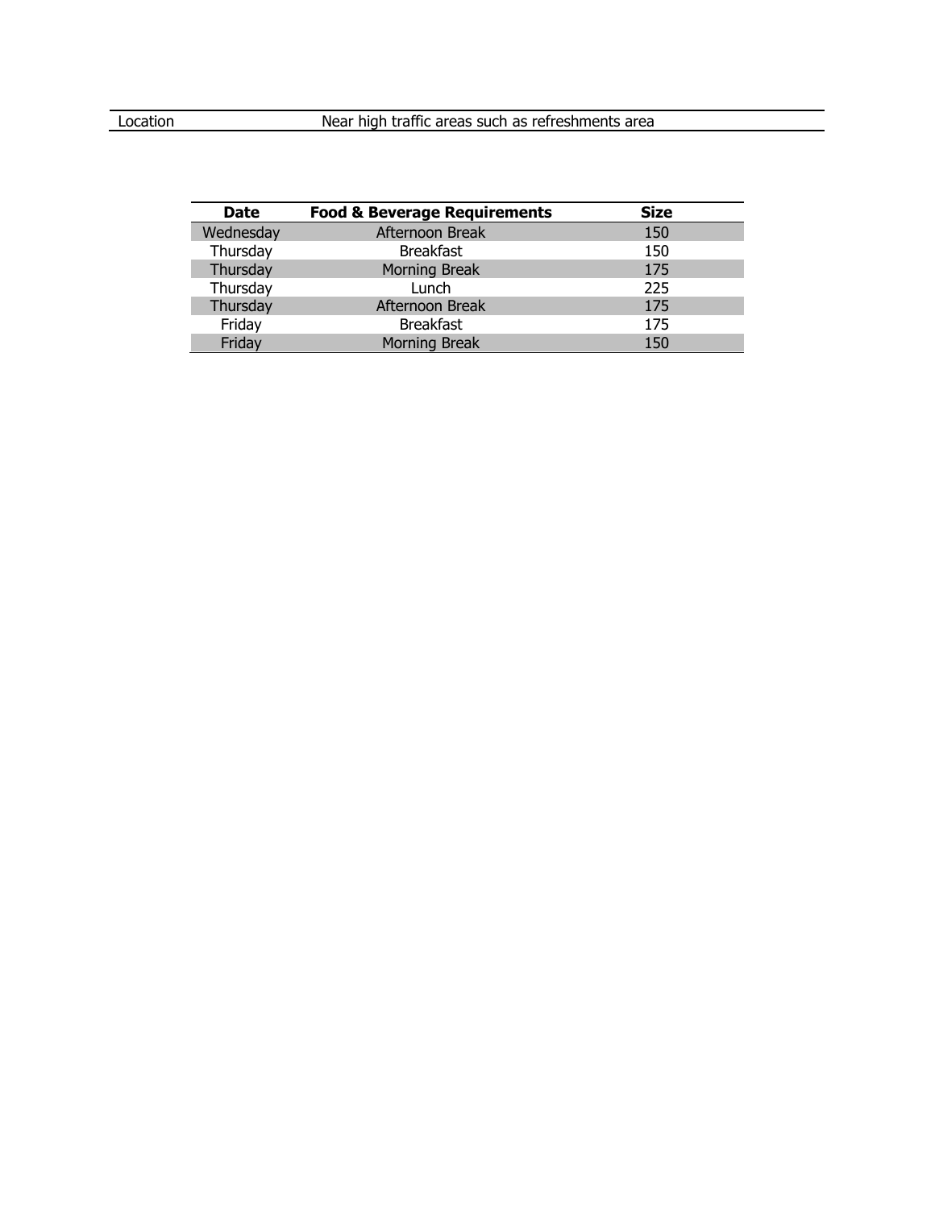| | |
|---|---|
| Location | Near high traffic areas such as refreshments area |

| Date | Food & Beverage Requirements | Size |
|---|---|---|
| Wednesday | Afternoon Break | 150 |
| Thursday | Breakfast | 150 |
| Thursday | Morning Break | 175 |
| Thursday | Lunch | 225 |
| Thursday | Afternoon Break | 175 |
| Friday | Breakfast | 175 |
| Friday | Morning Break | 150 |